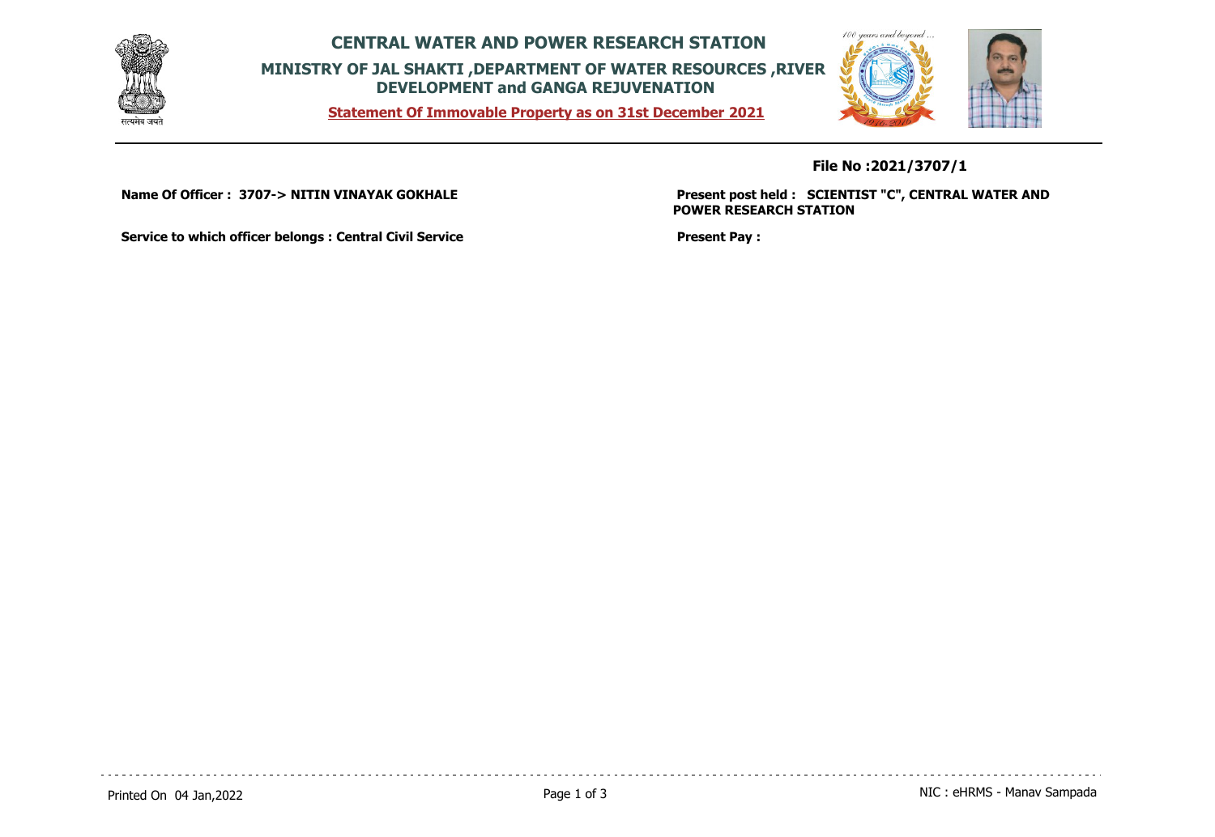# CENTRAL WATER AND POWER RESEARCH STATION

## MINISTRY OF JAL SHAKTI ,DEPARTMENT OF WATER RESOURCES ,RIVER DEVELOPMENT and GANGA REJUVENATION

**Statement Of Immovable Property as on 31st December 2021**

**File No :2021/3707/1**

**Name Of Officer : 3707-> NITIN VINAYAK GOKHALE**

**Present post held : SCIENTIST "C", CENTRAL WATER AND POWER RESEARCH STATION**

**Service to which officer belongs : Central Civil Service**

**Present Pay :**

Printed On 04 Jan,2022

NIC : eHRMS - Manav Sampada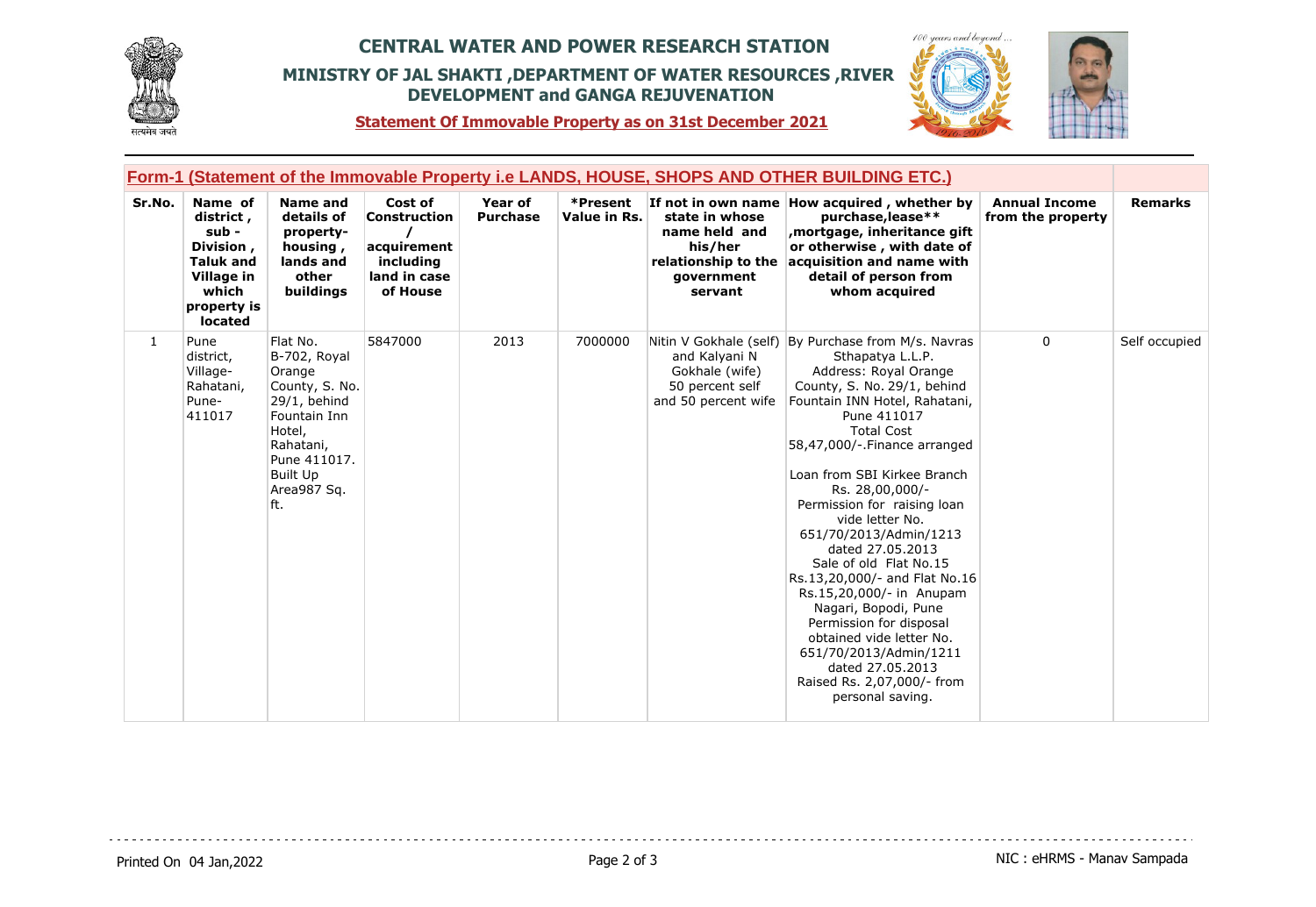# CENTRAL WATER AND POWER RESEARCH STATION

## MINISTRY OF JAL SHAKTI ,DEPARTMENT OF WATER RESOURCES ,RIVER DEVELOPMENT and GANGA REJUVENATION

**Statement Of Immovable Property as on 31st December 2021**

### Form-1 (Statement of the Immovable Property i.e LANDS, HOUSE, SHOPS AND OTHER BUILDING ETC.)

| Sr.No. | Name of district , sub - Division , Taluk and Village in which property is located | Name and details of property- housing , lands and other buildings | Cost of Construction / acquirement including land in case of House | Year of Purchase | *Present Value in Rs. | If not in own name state in whose name held and his/her relationship to the government servant | How acquired , whether by purchase,lease** ,mortgage, inheritance gift or otherwise , with date of acquisition and name with detail of person from whom acquired | Annual Income from the property | Remarks |
|---|---|---|---|---|---|---|---|---|---|
| 1 | Pune district, Village- Rahatani, Pune- 411017 | Flat No. B-702, Royal Orange County, S. No. 29/1, behind Fountain Inn Hotel, Rahatani, Pune 411017. Built Up Area987 Sq. ft. | 5847000 | 2013 | 7000000 | Nitin V Gokhale (self) and Kalyani N Gokhale (wife) 50 percent self and 50 percent wife | By Purchase from M/s. Navras Sthapatya L.L.P. Address: Royal Orange County, S. No. 29/1, behind Fountain INN Hotel, Rahatani, Pune 411017 Total Cost 58,47,000/-.Finance arranged Loan from SBI Kirkee Branch Rs. 28,00,000/- Permission for raising loan vide letter No. 651/70/2013/Admin/1213 dated 27.05.2013 Sale of old Flat No.15 Rs.13,20,000/- and Flat No.16 Rs.15,20,000/- in Anupam Nagari, Bopodi, Pune Permission for disposal obtained vide letter No. 651/70/2013/Admin/1211 dated 27.05.2013 Raised Rs. 2,07,000/- from personal saving. | 0 | Self occupied |

Printed On 04 Jan,2022

NIC : eHRMS - Manav Sampada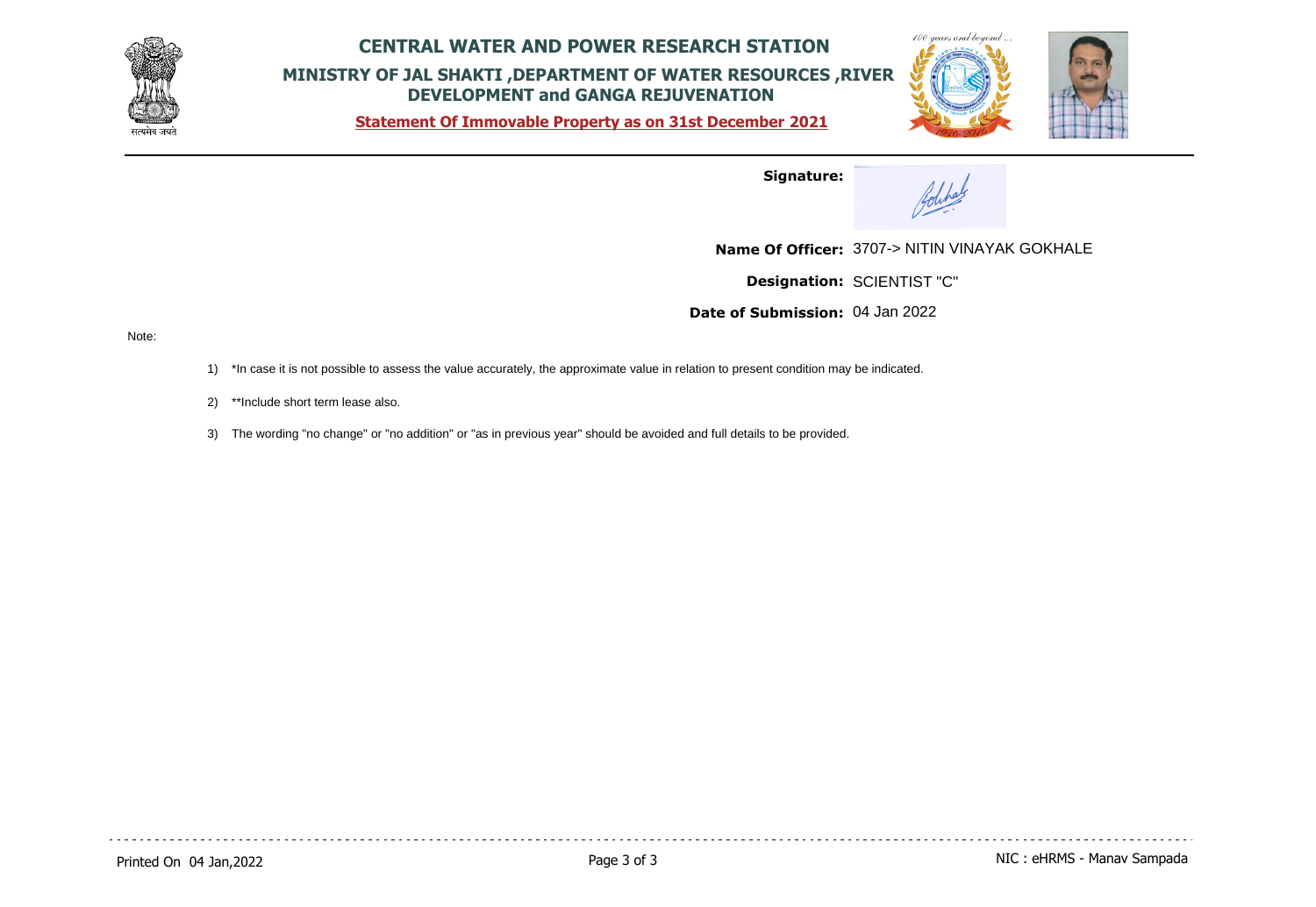# CENTRAL WATER AND POWER RESEARCH STATION

## MINISTRY OF JAL SHAKTI ,DEPARTMENT OF WATER RESOURCES ,RIVER DEVELOPMENT and GANGA REJUVENATION

**Statement Of Immovable Property as on 31st December 2021**

**Signature:** Gokhale

**Name Of Officer:** 3707-> NITIN VINAYAK GOKHALE

**Designation:** SCIENTIST "C"

**Date of Submission:** 04 Jan 2022

Note:

1) *In case it is not possible to assess the value accurately, the approximate value in relation to present condition may be indicated.

2) **Include short term lease also.

3) The wording "no change" or "no addition" or "as in previous year" should be avoided and full details to be provided.

Printed On 04 Jan,2022

NIC : eHRMS - Manav Sampada